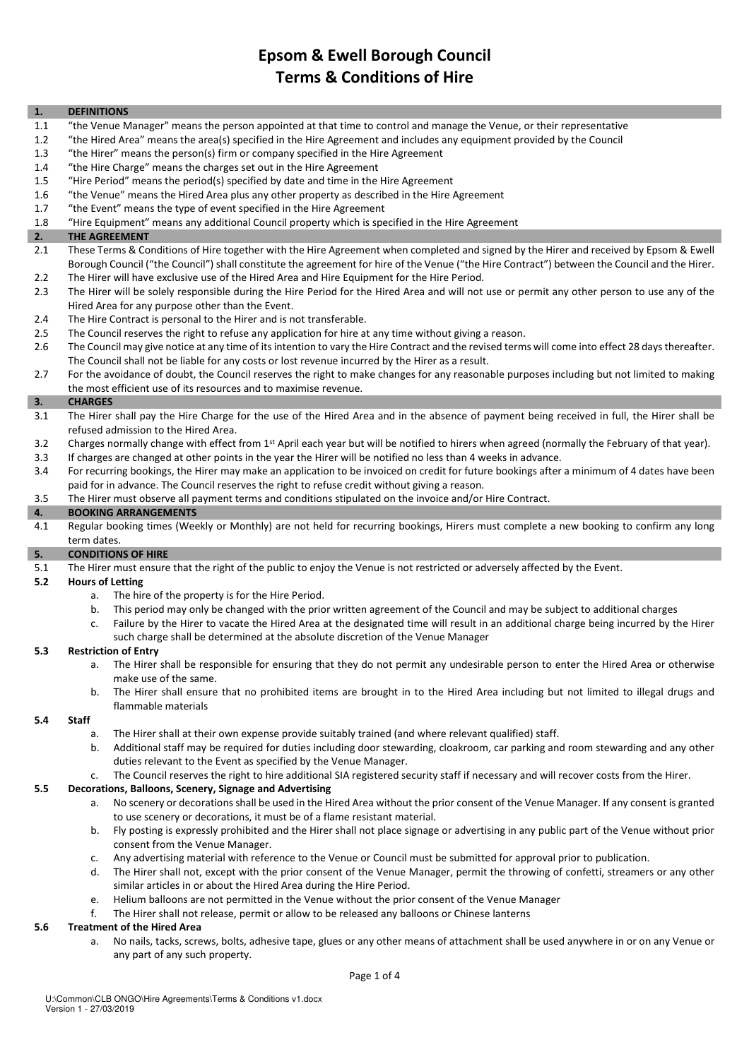# Epsom & Ewell Borough Council
# Terms & Conditions of Hire

## 1. DEFINITIONS

1.1 "the Venue Manager" means the person appointed at that time to control and manage the Venue, or their representative

1.2 "the Hired Area" means the area(s) specified in the Hire Agreement and includes any equipment provided by the Council

1.3 "the Hirer" means the person(s) firm or company specified in the Hire Agreement

1.4 "the Hire Charge" means the charges set out in the Hire Agreement

1.5 "Hire Period" means the period(s) specified by date and time in the Hire Agreement

1.6 "the Venue" means the Hired Area plus any other property as described in the Hire Agreement

1.7 "the Event" means the type of event specified in the Hire Agreement

1.8 "Hire Equipment" means any additional Council property which is specified in the Hire Agreement

## 2. THE AGREEMENT

2.1 These Terms & Conditions of Hire together with the Hire Agreement when completed and signed by the Hirer and received by Epsom & Ewell Borough Council ("the Council") shall constitute the agreement for hire of the Venue ("the Hire Contract") between the Council and the Hirer.

2.2 The Hirer will have exclusive use of the Hired Area and Hire Equipment for the Hire Period.

2.3 The Hirer will be solely responsible during the Hire Period for the Hired Area and will not use or permit any other person to use any of the Hired Area for any purpose other than the Event.

2.4 The Hire Contract is personal to the Hirer and is not transferable.

2.5 The Council reserves the right to refuse any application for hire at any time without giving a reason.

2.6 The Council may give notice at any time of its intention to vary the Hire Contract and the revised terms will come into effect 28 days thereafter. The Council shall not be liable for any costs or lost revenue incurred by the Hirer as a result.

2.7 For the avoidance of doubt, the Council reserves the right to make changes for any reasonable purposes including but not limited to making the most efficient use of its resources and to maximise revenue.

## 3. CHARGES

3.1 The Hirer shall pay the Hire Charge for the use of the Hired Area and in the absence of payment being received in full, the Hirer shall be refused admission to the Hired Area.

3.2 Charges normally change with effect from 1st April each year but will be notified to hirers when agreed (normally the February of that year).

3.3 If charges are changed at other points in the year the Hirer will be notified no less than 4 weeks in advance.

3.4 For recurring bookings, the Hirer may make an application to be invoiced on credit for future bookings after a minimum of 4 dates have been paid for in advance. The Council reserves the right to refuse credit without giving a reason.

3.5 The Hirer must observe all payment terms and conditions stipulated on the invoice and/or Hire Contract.

## 4. BOOKING ARRANGEMENTS

4.1 Regular booking times (Weekly or Monthly) are not held for recurring bookings, Hirers must complete a new booking to confirm any long term dates.

## 5. CONDITIONS OF HIRE

5.1 The Hirer must ensure that the right of the public to enjoy the Venue is not restricted or adversely affected by the Event.

### 5.2 Hours of Letting

a. The hire of the property is for the Hire Period.

b. This period may only be changed with the prior written agreement of the Council and may be subject to additional charges

c. Failure by the Hirer to vacate the Hired Area at the designated time will result in an additional charge being incurred by the Hirer such charge shall be determined at the absolute discretion of the Venue Manager

### 5.3 Restriction of Entry

a. The Hirer shall be responsible for ensuring that they do not permit any undesirable person to enter the Hired Area or otherwise make use of the same.

b. The Hirer shall ensure that no prohibited items are brought in to the Hired Area including but not limited to illegal drugs and flammable materials

### 5.4 Staff

a. The Hirer shall at their own expense provide suitably trained (and where relevant qualified) staff.

b. Additional staff may be required for duties including door stewarding, cloakroom, car parking and room stewarding and any other duties relevant to the Event as specified by the Venue Manager.

c. The Council reserves the right to hire additional SIA registered security staff if necessary and will recover costs from the Hirer.

### 5.5 Decorations, Balloons, Scenery, Signage and Advertising

a. No scenery or decorations shall be used in the Hired Area without the prior consent of the Venue Manager. If any consent is granted to use scenery or decorations, it must be of a flame resistant material.

b. Fly posting is expressly prohibited and the Hirer shall not place signage or advertising in any public part of the Venue without prior consent from the Venue Manager.

c. Any advertising material with reference to the Venue or Council must be submitted for approval prior to publication.

d. The Hirer shall not, except with the prior consent of the Venue Manager, permit the throwing of confetti, streamers or any other similar articles in or about the Hired Area during the Hire Period.

e. Helium balloons are not permitted in the Venue without the prior consent of the Venue Manager

f. The Hirer shall not release, permit or allow to be released any balloons or Chinese lanterns

### 5.6 Treatment of the Hired Area

a. No nails, tacks, screws, bolts, adhesive tape, glues or any other means of attachment shall be used anywhere in or on any Venue or any part of any such property.

U:\Common\CLB ONGO\Hire Agreements\Terms & Conditions v1.docx
Version 1 - 27/03/2019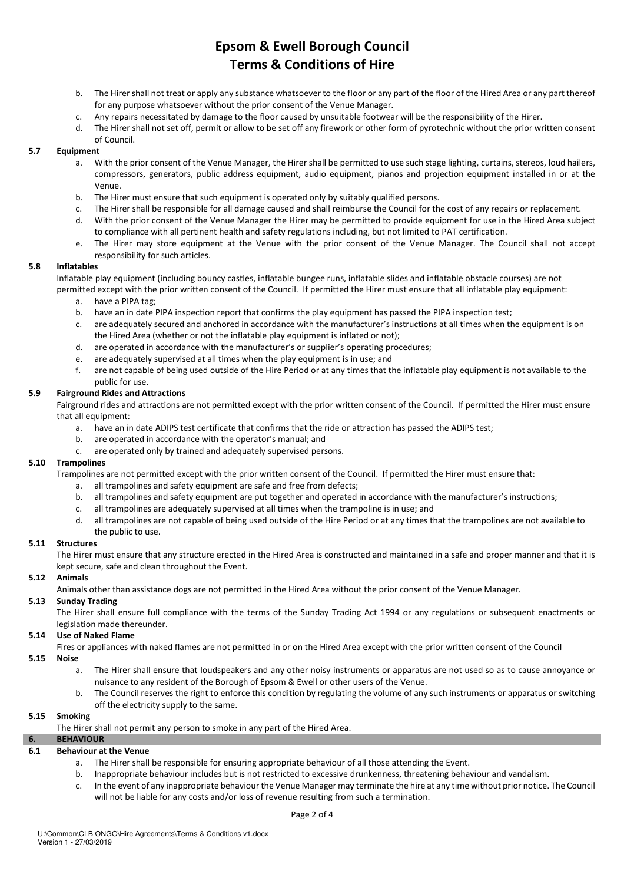b. The Hirer shall not treat or apply any substance whatsoever to the floor or any part of the floor of the Hired Area or any part thereof for any purpose whatsoever without the prior consent of the Venue Manager.
c. Any repairs necessitated by damage to the floor caused by unsuitable footwear will be the responsibility of the Hirer.
d. The Hirer shall not set off, permit or allow to be set off any firework or other form of pyrotechnic without the prior written consent of Council.

### 5.7 Equipment

a. With the prior consent of the Venue Manager, the Hirer shall be permitted to use such stage lighting, curtains, stereos, loud hailers, compressors, generators, public address equipment, audio equipment, pianos and projection equipment installed in or at the Venue.
b. The Hirer must ensure that such equipment is operated only by suitably qualified persons.
c. The Hirer shall be responsible for all damage caused and shall reimburse the Council for the cost of any repairs or replacement.
d. With the prior consent of the Venue Manager the Hirer may be permitted to provide equipment for use in the Hired Area subject to compliance with all pertinent health and safety regulations including, but not limited to PAT certification.
e. The Hirer may store equipment at the Venue with the prior consent of the Venue Manager. The Council shall not accept responsibility for such articles.

### 5.8 Inflatables

Inflatable play equipment (including bouncy castles, inflatable bungee runs, inflatable slides and inflatable obstacle courses) are not permitted except with the prior written consent of the Council. If permitted the Hirer must ensure that all inflatable play equipment:

a. have a PIPA tag;
b. have an in date PIPA inspection report that confirms the play equipment has passed the PIPA inspection test;
c. are adequately secured and anchored in accordance with the manufacturer's instructions at all times when the equipment is on the Hired Area (whether or not the inflatable play equipment is inflated or not);
d. are operated in accordance with the manufacturer's or supplier's operating procedures;
e. are adequately supervised at all times when the play equipment is in use; and
f. are not capable of being used outside of the Hire Period or at any times that the inflatable play equipment is not available to the public for use.

### 5.9 Fairground Rides and Attractions

Fairground rides and attractions are not permitted except with the prior written consent of the Council. If permitted the Hirer must ensure that all equipment:

a. have an in date ADIPS test certificate that confirms that the ride or attraction has passed the ADIPS test;
b. are operated in accordance with the operator's manual; and
c. are operated only by trained and adequately supervised persons.

### 5.10 Trampolines

Trampolines are not permitted except with the prior written consent of the Council. If permitted the Hirer must ensure that:

a. all trampolines and safety equipment are safe and free from defects;
b. all trampolines and safety equipment are put together and operated in accordance with the manufacturer's instructions;
c. all trampolines are adequately supervised at all times when the trampoline is in use; and
d. all trampolines are not capable of being used outside of the Hire Period or at any times that the trampolines are not available to the public to use.

### 5.11 Structures

The Hirer must ensure that any structure erected in the Hired Area is constructed and maintained in a safe and proper manner and that it is kept secure, safe and clean throughout the Event.

### 5.12 Animals

Animals other than assistance dogs are not permitted in the Hired Area without the prior consent of the Venue Manager.

### 5.13 Sunday Trading

The Hirer shall ensure full compliance with the terms of the Sunday Trading Act 1994 or any regulations or subsequent enactments or legislation made thereunder.

### 5.14 Use of Naked Flame

Fires or appliances with naked flames are not permitted in or on the Hired Area except with the prior written consent of the Council

### 5.15 Noise

a. The Hirer shall ensure that loudspeakers and any other noisy instruments or apparatus are not used so as to cause annoyance or nuisance to any resident of the Borough of Epsom & Ewell or other users of the Venue.
b. The Council reserves the right to enforce this condition by regulating the volume of any such instruments or apparatus or switching off the electricity supply to the same.

### 5.15 Smoking

The Hirer shall not permit any person to smoke in any part of the Hired Area.

## 6. BEHAVIOUR

### 6.1 Behaviour at the Venue

a. The Hirer shall be responsible for ensuring appropriate behaviour of all those attending the Event.
b. Inappropriate behaviour includes but is not restricted to excessive drunkenness, threatening behaviour and vandalism.
c. In the event of any inappropriate behaviour the Venue Manager may terminate the hire at any time without prior notice. The Council will not be liable for any costs and/or loss of revenue resulting from such a termination.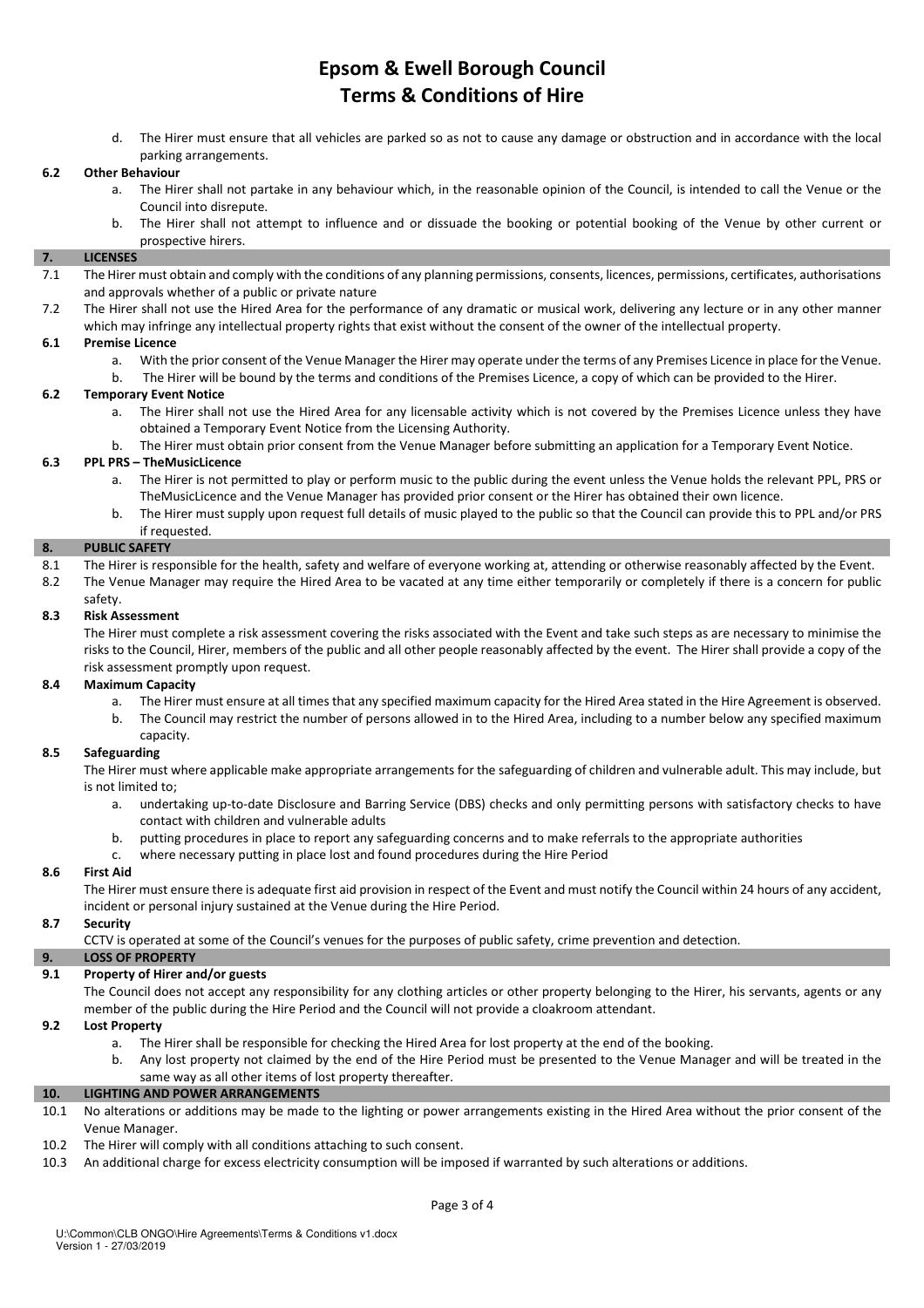d. The Hirer must ensure that all vehicles are parked so as not to cause any damage or obstruction and in accordance with the local parking arrangements.

**6.2 Other Behaviour**

a. The Hirer shall not partake in any behaviour which, in the reasonable opinion of the Council, is intended to call the Venue or the Council into disrepute.

b. The Hirer shall not attempt to influence and or dissuade the booking or potential booking of the Venue by other current or prospective hirers.

## 7. LICENSES

7.1 The Hirer must obtain and comply with the conditions of any planning permissions, consents, licences, permissions, certificates, authorisations and approvals whether of a public or private nature

7.2 The Hirer shall not use the Hired Area for the performance of any dramatic or musical work, delivering any lecture or in any other manner which may infringe any intellectual property rights that exist without the consent of the owner of the intellectual property.

**6.1 Premise Licence**

a. With the prior consent of the Venue Manager the Hirer may operate under the terms of any Premises Licence in place for the Venue.

b. The Hirer will be bound by the terms and conditions of the Premises Licence, a copy of which can be provided to the Hirer.

**6.2 Temporary Event Notice**

a. The Hirer shall not use the Hired Area for any licensable activity which is not covered by the Premises Licence unless they have obtained a Temporary Event Notice from the Licensing Authority.

b. The Hirer must obtain prior consent from the Venue Manager before submitting an application for a Temporary Event Notice.

**6.3 PPL PRS – TheMusicLicence**

a. The Hirer is not permitted to play or perform music to the public during the event unless the Venue holds the relevant PPL, PRS or TheMusicLicence and the Venue Manager has provided prior consent or the Hirer has obtained their own licence.

b. The Hirer must supply upon request full details of music played to the public so that the Council can provide this to PPL and/or PRS if requested.

## 8. PUBLIC SAFETY

8.1 The Hirer is responsible for the health, safety and welfare of everyone working at, attending or otherwise reasonably affected by the Event.

8.2 The Venue Manager may require the Hired Area to be vacated at any time either temporarily or completely if there is a concern for public safety.

**8.3 Risk Assessment**

The Hirer must complete a risk assessment covering the risks associated with the Event and take such steps as are necessary to minimise the risks to the Council, Hirer, members of the public and all other people reasonably affected by the event. The Hirer shall provide a copy of the risk assessment promptly upon request.

**8.4 Maximum Capacity**

a. The Hirer must ensure at all times that any specified maximum capacity for the Hired Area stated in the Hire Agreement is observed.

b. The Council may restrict the number of persons allowed in to the Hired Area, including to a number below any specified maximum capacity.

**8.5 Safeguarding**

The Hirer must where applicable make appropriate arrangements for the safeguarding of children and vulnerable adult. This may include, but is not limited to;

a. undertaking up-to-date Disclosure and Barring Service (DBS) checks and only permitting persons with satisfactory checks to have contact with children and vulnerable adults

b. putting procedures in place to report any safeguarding concerns and to make referrals to the appropriate authorities

c. where necessary putting in place lost and found procedures during the Hire Period

**8.6 First Aid**

The Hirer must ensure there is adequate first aid provision in respect of the Event and must notify the Council within 24 hours of any accident, incident or personal injury sustained at the Venue during the Hire Period.

**8.7 Security**

CCTV is operated at some of the Council's venues for the purposes of public safety, crime prevention and detection.

## 9. LOSS OF PROPERTY

**9.1 Property of Hirer and/or guests**

The Council does not accept any responsibility for any clothing articles or other property belonging to the Hirer, his servants, agents or any member of the public during the Hire Period and the Council will not provide a cloakroom attendant.

**9.2 Lost Property**

a. The Hirer shall be responsible for checking the Hired Area for lost property at the end of the booking.

b. Any lost property not claimed by the end of the Hire Period must be presented to the Venue Manager and will be treated in the same way as all other items of lost property thereafter.

## 10. LIGHTING AND POWER ARRANGEMENTS

10.1 No alterations or additions may be made to the lighting or power arrangements existing in the Hired Area without the prior consent of the Venue Manager.

10.2 The Hirer will comply with all conditions attaching to such consent.

10.3 An additional charge for excess electricity consumption will be imposed if warranted by such alterations or additions.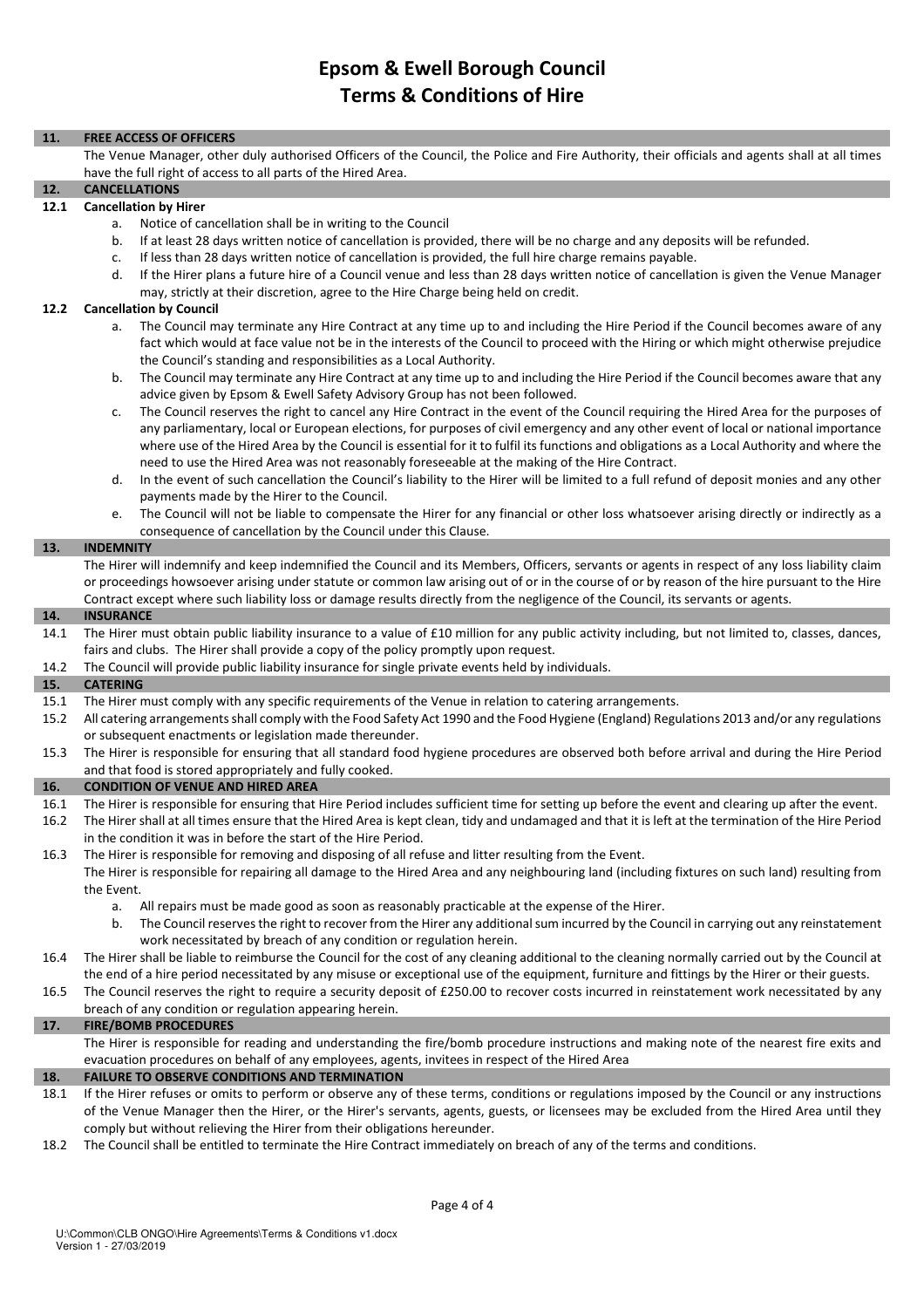# Epsom & Ewell Borough Council
# Terms & Conditions of Hire

## 11. FREE ACCESS OF OFFICERS

The Venue Manager, other duly authorised Officers of the Council, the Police and Fire Authority, their officials and agents shall at all times have the full right of access to all parts of the Hired Area.

## 12. CANCELLATIONS

### 12.1 Cancellation by Hirer

a. Notice of cancellation shall be in writing to the Council

b. If at least 28 days written notice of cancellation is provided, there will be no charge and any deposits will be refunded.

c. If less than 28 days written notice of cancellation is provided, the full hire charge remains payable.

d. If the Hirer plans a future hire of a Council venue and less than 28 days written notice of cancellation is given the Venue Manager may, strictly at their discretion, agree to the Hire Charge being held on credit.

### 12.2 Cancellation by Council

a. The Council may terminate any Hire Contract at any time up to and including the Hire Period if the Council becomes aware of any fact which would at face value not be in the interests of the Council to proceed with the Hiring or which might otherwise prejudice the Council's standing and responsibilities as a Local Authority.

b. The Council may terminate any Hire Contract at any time up to and including the Hire Period if the Council becomes aware that any advice given by Epsom & Ewell Safety Advisory Group has not been followed.

c. The Council reserves the right to cancel any Hire Contract in the event of the Council requiring the Hired Area for the purposes of any parliamentary, local or European elections, for purposes of civil emergency and any other event of local or national importance where use of the Hired Area by the Council is essential for it to fulfil its functions and obligations as a Local Authority and where the need to use the Hired Area was not reasonably foreseeable at the making of the Hire Contract.

d. In the event of such cancellation the Council's liability to the Hirer will be limited to a full refund of deposit monies and any other payments made by the Hirer to the Council.

e. The Council will not be liable to compensate the Hirer for any financial or other loss whatsoever arising directly or indirectly as a consequence of cancellation by the Council under this Clause.

## 13. INDEMNITY

The Hirer will indemnify and keep indemnified the Council and its Members, Officers, servants or agents in respect of any loss liability claim or proceedings howsoever arising under statute or common law arising out of or in the course of or by reason of the hire pursuant to the Hire Contract except where such liability loss or damage results directly from the negligence of the Council, its servants or agents.

## 14. INSURANCE

14.1 The Hirer must obtain public liability insurance to a value of £10 million for any public activity including, but not limited to, classes, dances, fairs and clubs. The Hirer shall provide a copy of the policy promptly upon request.

14.2 The Council will provide public liability insurance for single private events held by individuals.

## 15. CATERING

15.1 The Hirer must comply with any specific requirements of the Venue in relation to catering arrangements.

15.2 All catering arrangements shall comply with the Food Safety Act 1990 and the Food Hygiene (England) Regulations 2013 and/or any regulations or subsequent enactments or legislation made thereunder.

15.3 The Hirer is responsible for ensuring that all standard food hygiene procedures are observed both before arrival and during the Hire Period and that food is stored appropriately and fully cooked.

## 16. CONDITION OF VENUE AND HIRED AREA

16.1 The Hirer is responsible for ensuring that Hire Period includes sufficient time for setting up before the event and clearing up after the event.

16.2 The Hirer shall at all times ensure that the Hired Area is kept clean, tidy and undamaged and that it is left at the termination of the Hire Period in the condition it was in before the start of the Hire Period.

16.3 The Hirer is responsible for removing and disposing of all refuse and litter resulting from the Event.

The Hirer is responsible for repairing all damage to the Hired Area and any neighbouring land (including fixtures on such land) resulting from the Event.

a. All repairs must be made good as soon as reasonably practicable at the expense of the Hirer.

b. The Council reserves the right to recover from the Hirer any additional sum incurred by the Council in carrying out any reinstatement work necessitated by breach of any condition or regulation herein.

16.4 The Hirer shall be liable to reimburse the Council for the cost of any cleaning additional to the cleaning normally carried out by the Council at the end of a hire period necessitated by any misuse or exceptional use of the equipment, furniture and fittings by the Hirer or their guests.

16.5 The Council reserves the right to require a security deposit of £250.00 to recover costs incurred in reinstatement work necessitated by any breach of any condition or regulation appearing herein.

## 17. FIRE/BOMB PROCEDURES

The Hirer is responsible for reading and understanding the fire/bomb procedure instructions and making note of the nearest fire exits and evacuation procedures on behalf of any employees, agents, invitees in respect of the Hired Area

## 18. FAILURE TO OBSERVE CONDITIONS AND TERMINATION

18.1 If the Hirer refuses or omits to perform or observe any of these terms, conditions or regulations imposed by the Council or any instructions of the Venue Manager then the Hirer, or the Hirer's servants, agents, guests, or licensees may be excluded from the Hired Area until they comply but without relieving the Hirer from their obligations hereunder.

18.2 The Council shall be entitled to terminate the Hire Contract immediately on breach of any of the terms and conditions.

U:\Common\CLB ONGO\Hire Agreements\Terms & Conditions v1.docx
Version 1 - 27/03/2019